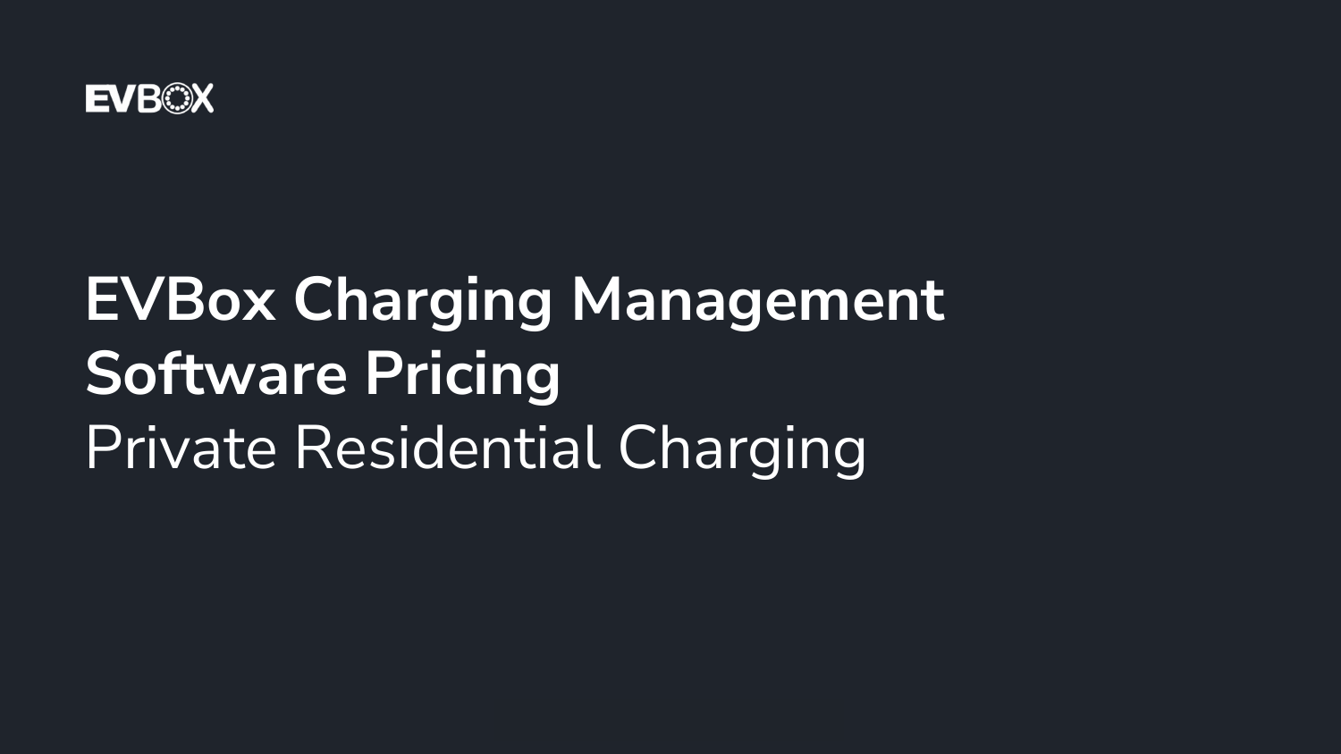EVBOX

# EVBox Charging Management Software Pricing

Private Residential Charging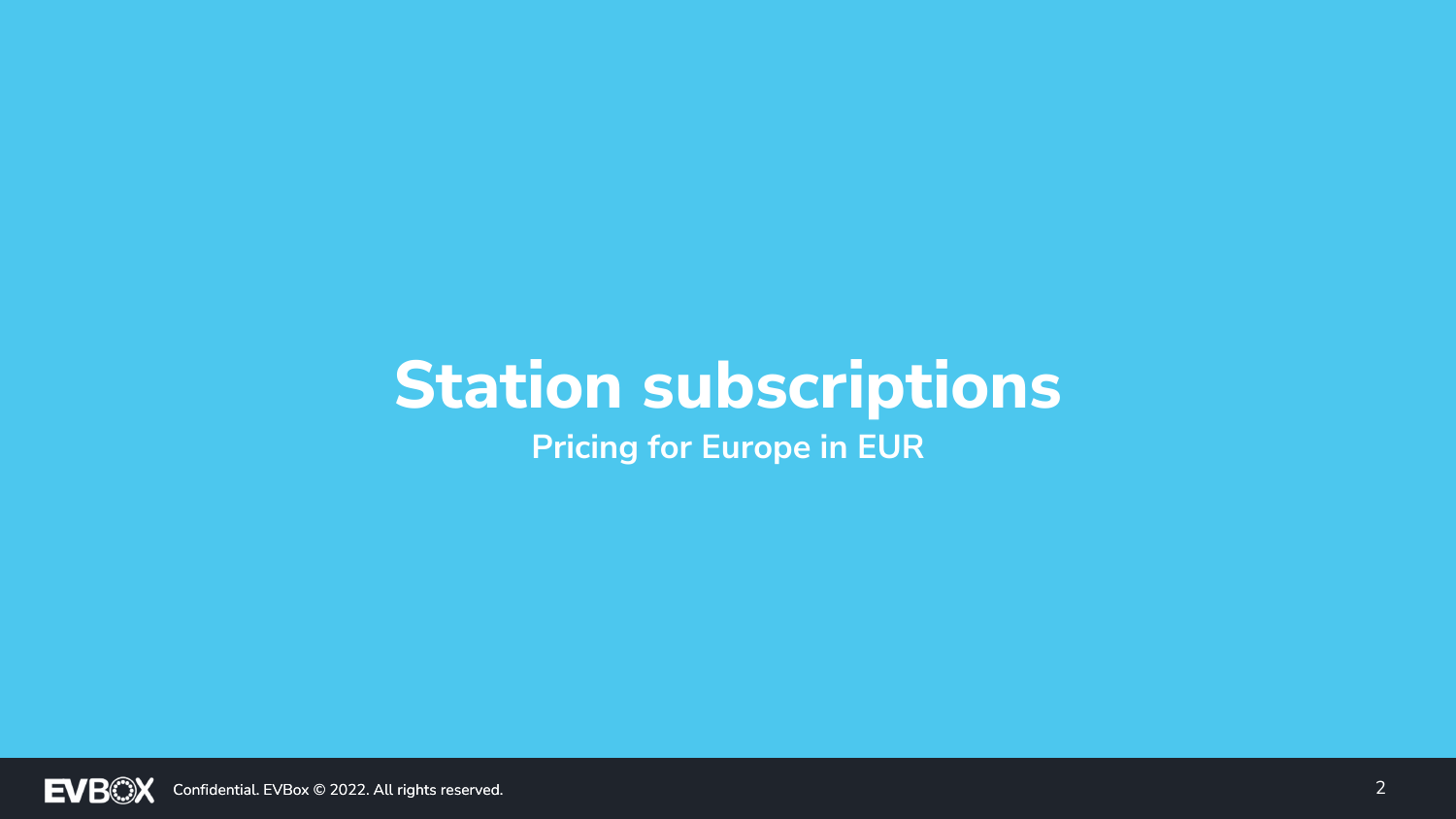# Station subscriptions

**Pricing for Europe in EUR**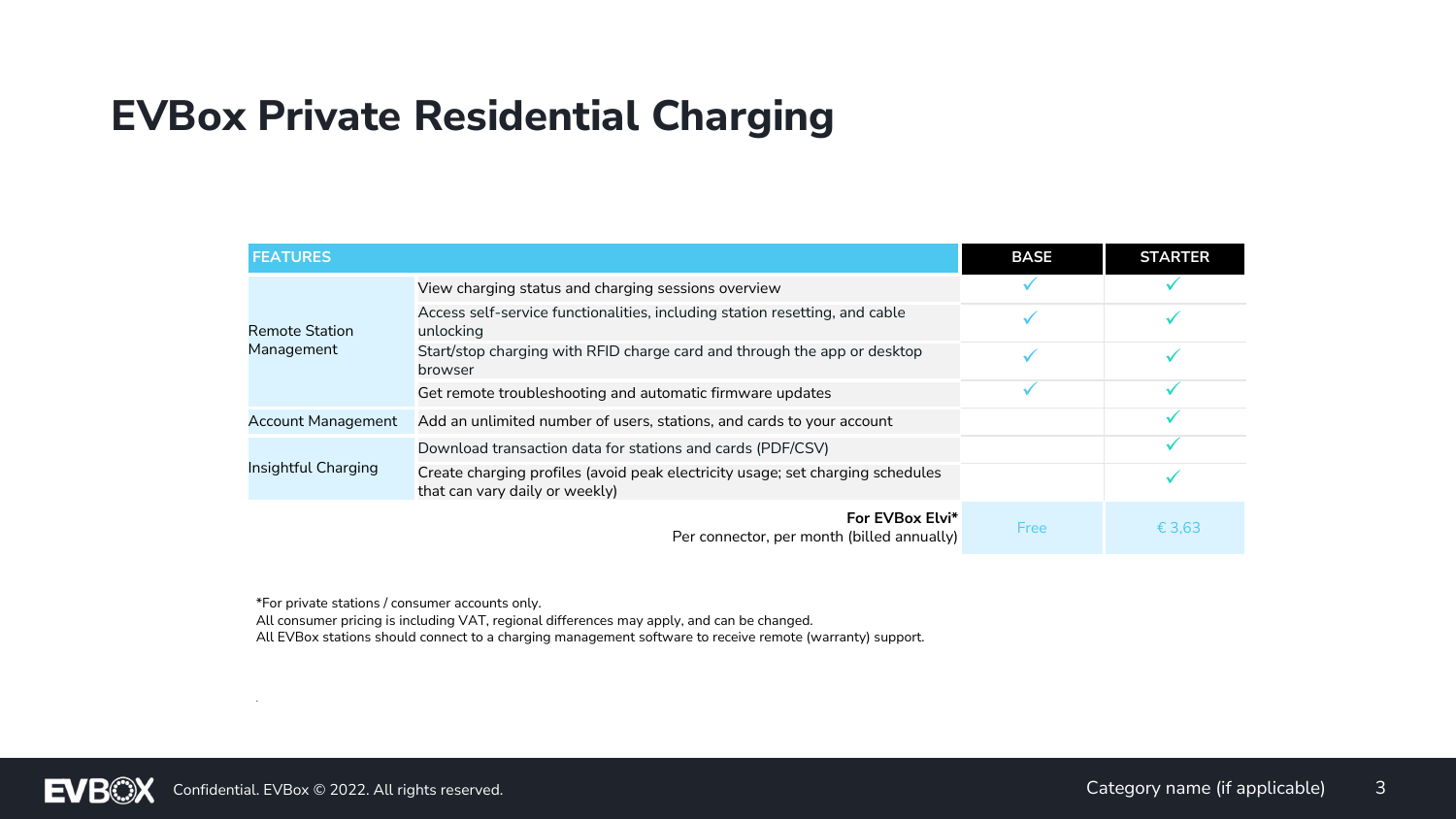# EVBox Private Residential Charging

| FEATURES | | BASE | STARTER |
|---|---|---|---|
| Remote Station Management | View charging status and charging sessions overview | ✓ | ✓ |
| | Access self-service functionalities, including station resetting, and cable unlocking | ✓ | ✓ |
| | Start/stop charging with RFID charge card and through the app or desktop browser | ✓ | ✓ |
| | Get remote troubleshooting and automatic firmware updates | ✓ | ✓ |
| Account Management | Add an unlimited number of users, stations, and cards to your account | | ✓ |
| Insightful Charging | Download transaction data for stations and cards (PDF/CSV) | | ✓ |
| | Create charging profiles (avoid peak electricity usage; set charging schedules that can vary daily or weekly) | | ✓ |
| | **For EVBox Elvi*** Per connector, per month (billed annually) | Free | € 3,63 |

*For private stations / consumer accounts only.
All consumer pricing is including VAT, regional differences may apply, and can be changed.
All EVBox stations should connect to a charging management software to receive remote (warranty) support.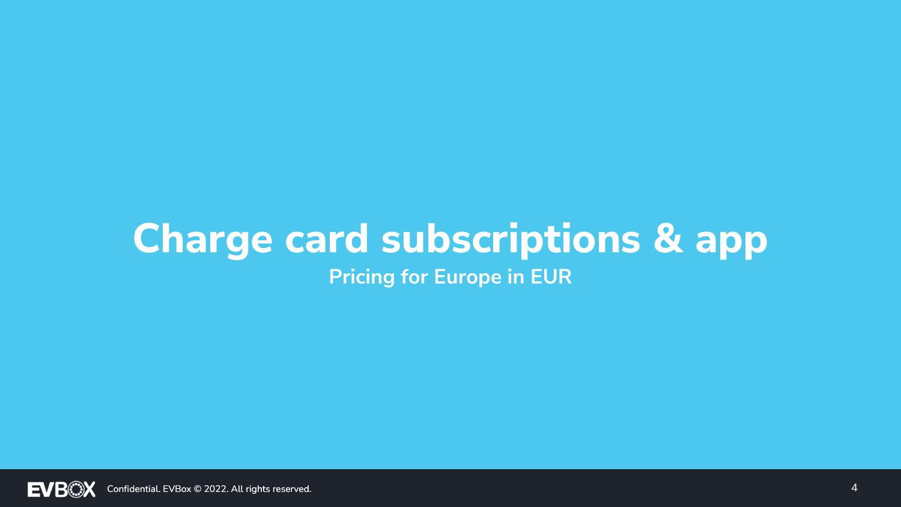# Charge card subscriptions & app

**Pricing for Europe in EUR**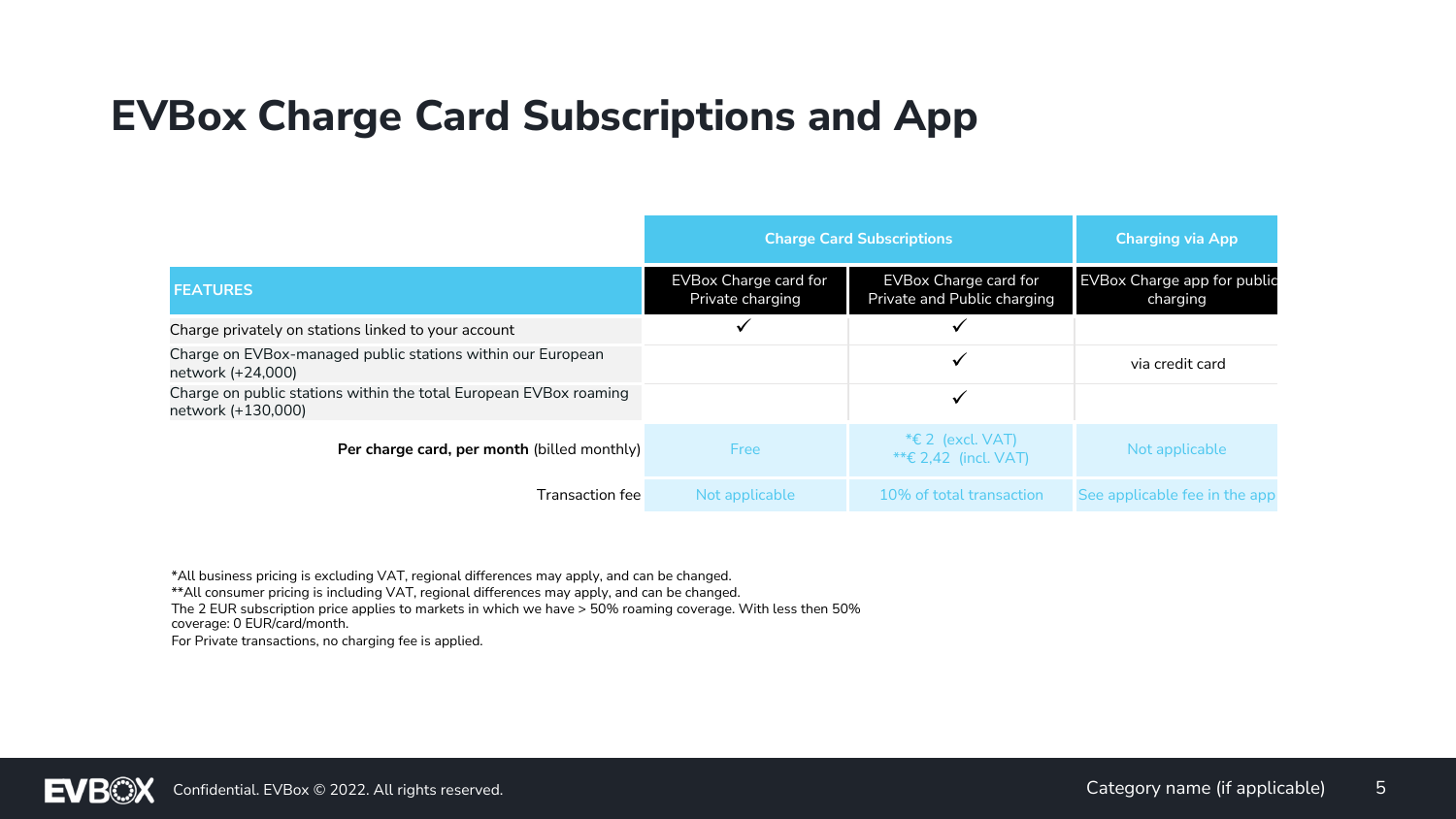# EVBox Charge Card Subscriptions and App

| | Charge Card Subscriptions | | Charging via App |
|---|---|---|---|
| **FEATURES** | EVBox Charge card for Private charging | EVBox Charge card for Private and Public charging | EVBox Charge app for public charging |
| Charge privately on stations linked to your account | ✓ | ✓ | |
| Charge on EVBox-managed public stations within our European network (+24,000) | | ✓ | via credit card |
| Charge on public stations within the total European EVBox roaming network (+130,000) | | ✓ | |
| **Per charge card, per month** (billed monthly) | Free | *€ 2 (excl. VAT)<br>**€ 2,42 (incl. VAT) | Not applicable |
| Transaction fee | Not applicable | 10% of total transaction | See applicable fee in the app |

*All business pricing is excluding VAT, regional differences may apply, and can be changed.
**All consumer pricing is including VAT, regional differences may apply, and can be changed.
The 2 EUR subscription price applies to markets in which we have > 50% roaming coverage. With less then 50% coverage: 0 EUR/card/month.
For Private transactions, no charging fee is applied.

Confidential. EVBox © 2022. All rights reserved.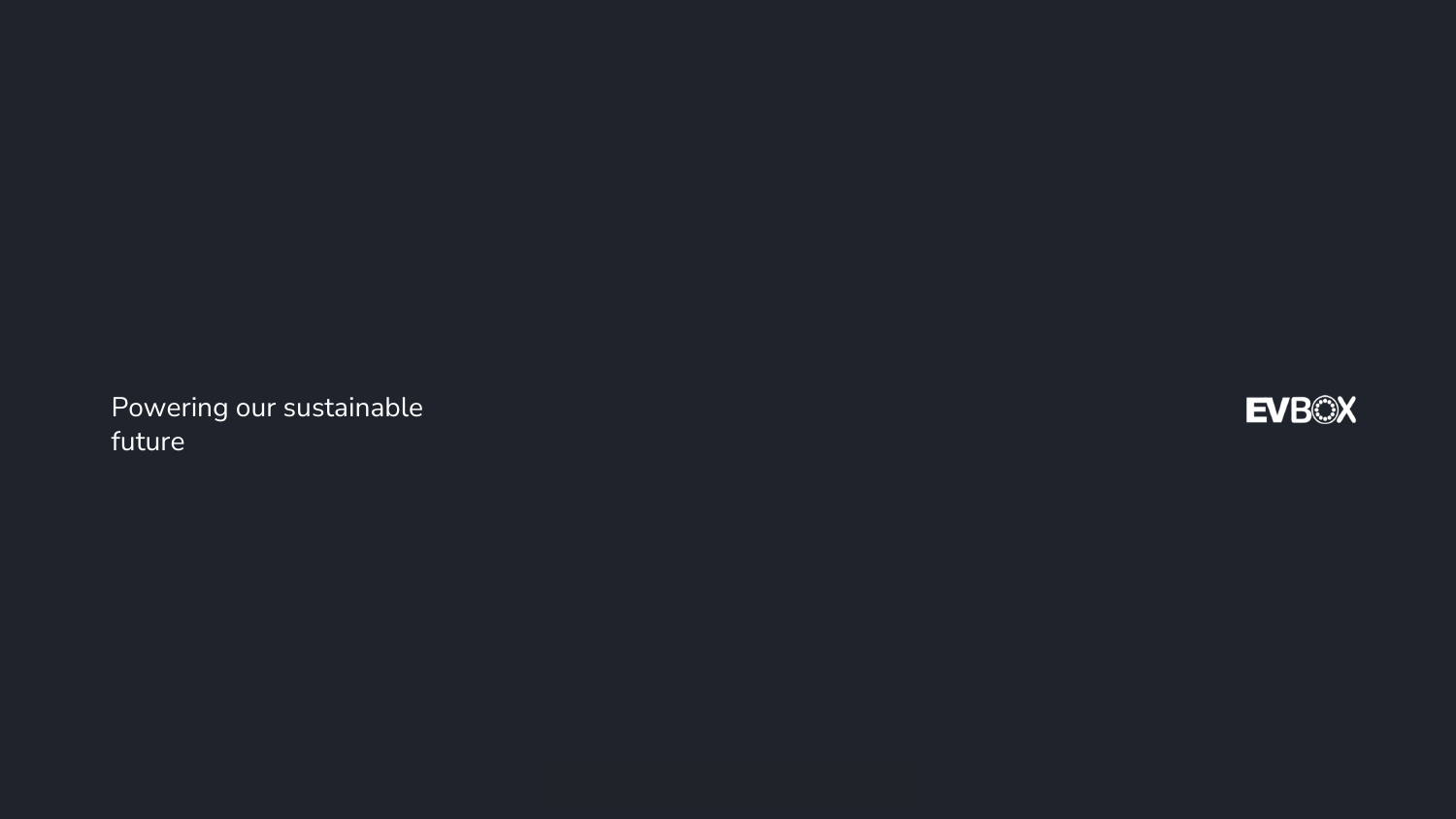Powering our sustainable future

EVBOX